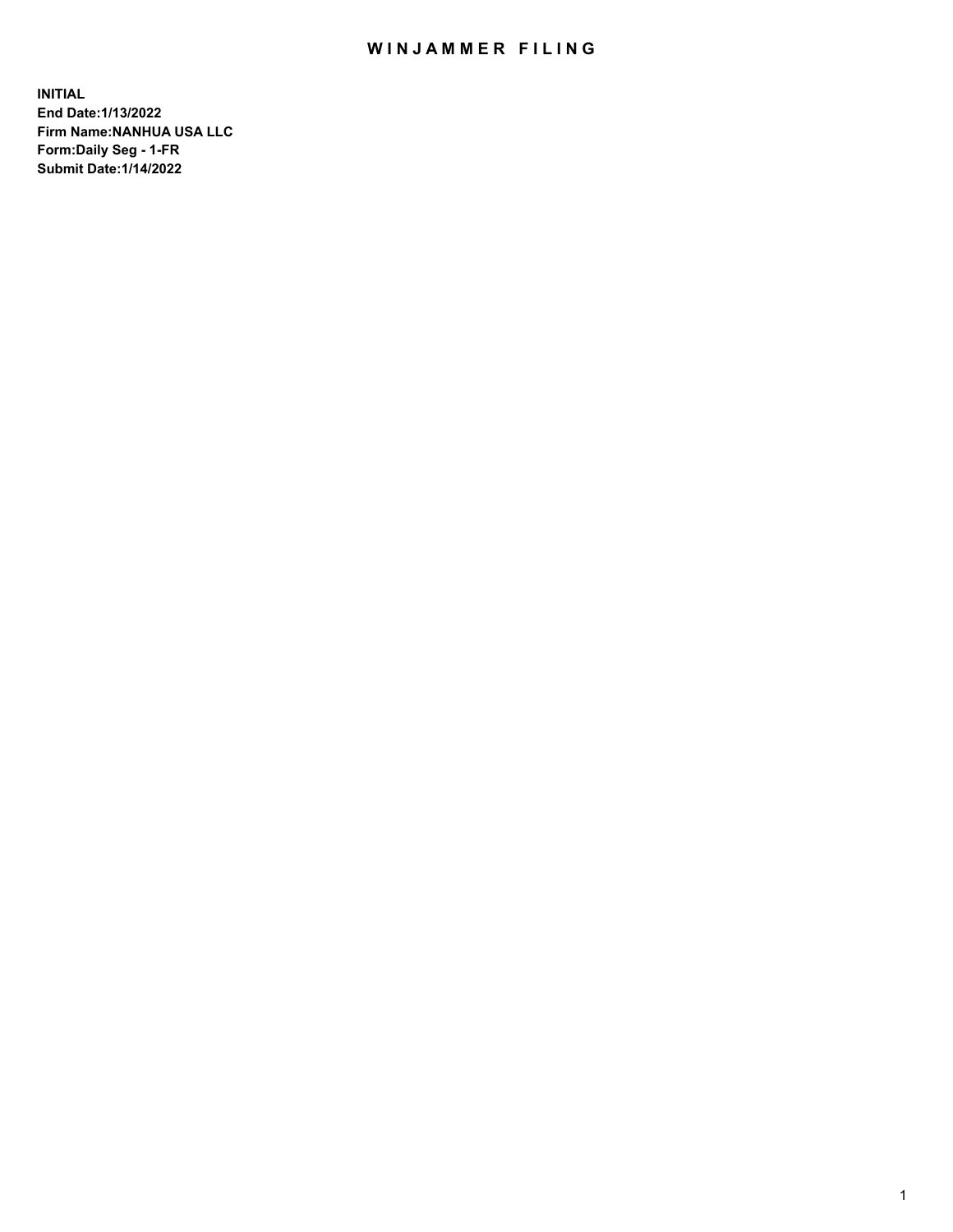# WINJAMMER FILING

**INITIAL**
**End Date:1/13/2022**
**Firm Name:NANHUA USA LLC**
**Form:Daily Seg - 1-FR**
**Submit Date:1/14/2022**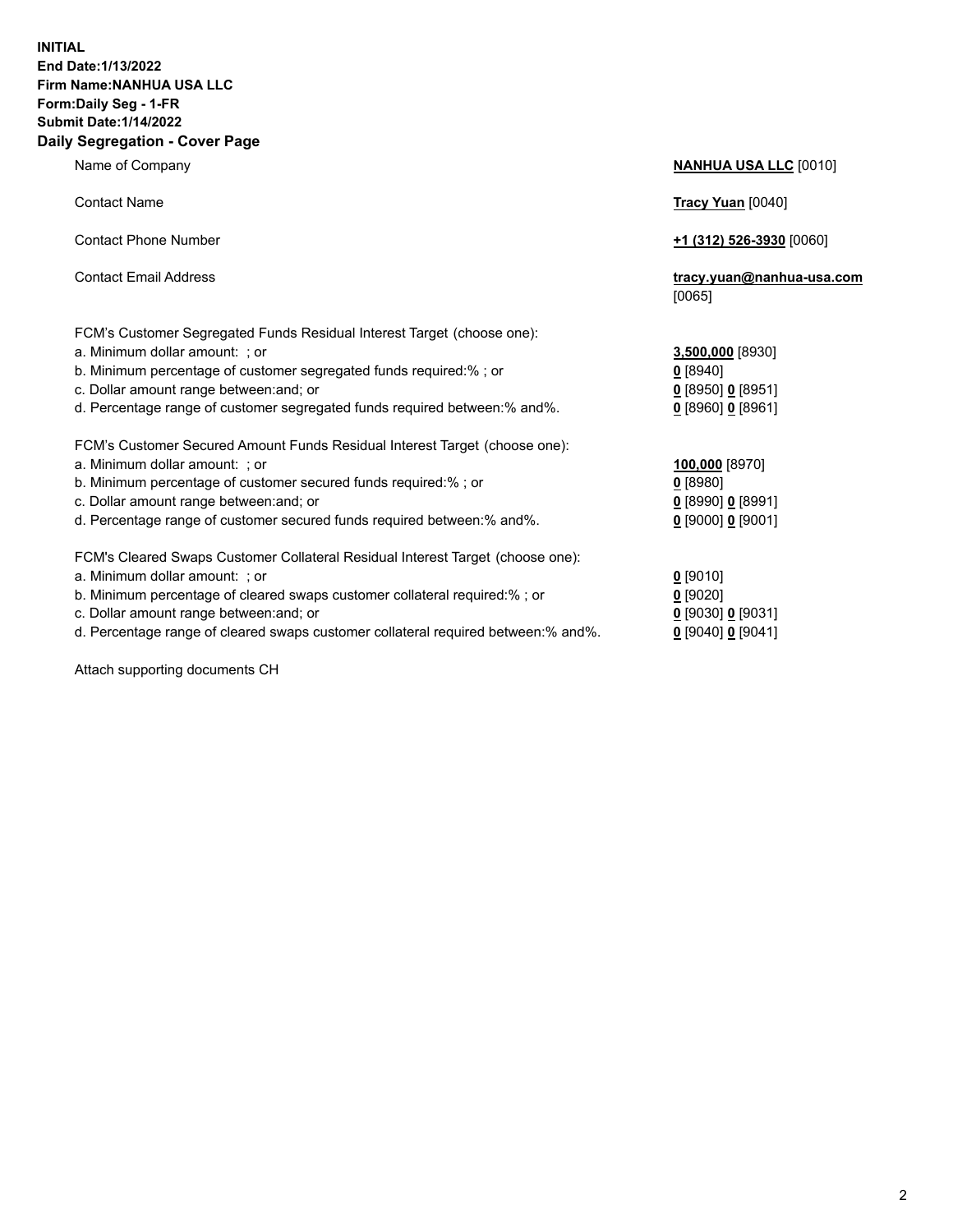**INITIAL**
**End Date:1/13/2022**
**Firm Name:NANHUA USA LLC**
**Form:Daily Seg - 1-FR**
**Submit Date:1/14/2022**

## Daily Segregation - Cover Page

| | |
|---|---|
| Name of Company | **NANHUA USA LLC** [0010] |
| Contact Name | **Tracy Yuan** [0040] |
| Contact Phone Number | **+1 (312) 526-3930** [0060] |
| Contact Email Address | **tracy.yuan@nanhua-usa.com** [0065] |
| FCM's Customer Segregated Funds Residual Interest Target (choose one): | |
| a. Minimum dollar amount: ; or | **3,500,000** [8930] |
| b. Minimum percentage of customer segregated funds required:% ; or | **0** [8940] |
| c. Dollar amount range between:and; or | **0** [8950] **0** [8951] |
| d. Percentage range of customer segregated funds required between:% and%. | **0** [8960] **0** [8961] |
| FCM's Customer Secured Amount Funds Residual Interest Target (choose one): | |
| a. Minimum dollar amount: ; or | **100,000** [8970] |
| b. Minimum percentage of customer secured funds required:% ; or | **0** [8980] |
| c. Dollar amount range between:and; or | **0** [8990] **0** [8991] |
| d. Percentage range of customer secured funds required between:% and%. | **0** [9000] **0** [9001] |
| FCM's Cleared Swaps Customer Collateral Residual Interest Target (choose one): | |
| a. Minimum dollar amount: ; or | **0** [9010] |
| b. Minimum percentage of cleared swaps customer collateral required:% ; or | **0** [9020] |
| c. Dollar amount range between:and; or | **0** [9030] **0** [9031] |
| d. Percentage range of cleared swaps customer collateral required between:% and%. | **0** [9040] **0** [9041] |

Attach supporting documents CH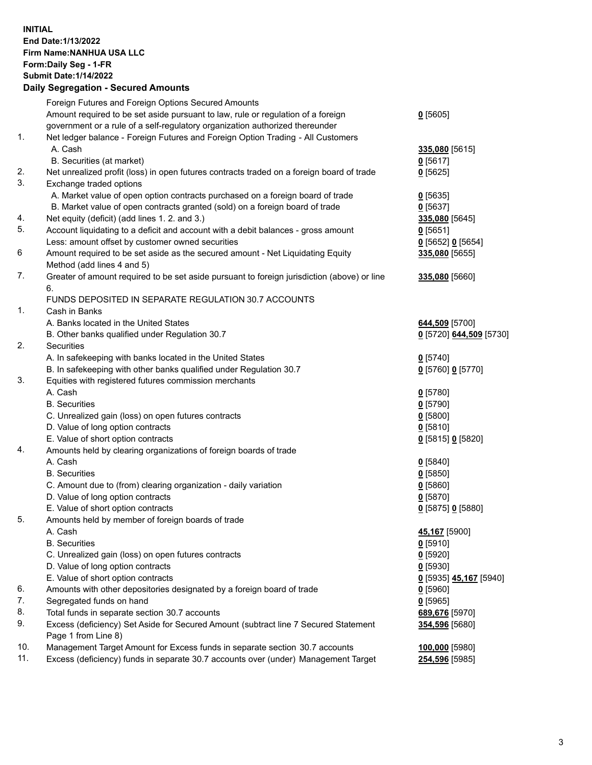**INITIAL**
**End Date:1/13/2022**
**Firm Name:NANHUA USA LLC**
**Form:Daily Seg - 1-FR**
**Submit Date:1/14/2022**

## Daily Segregation - Secured Amounts

| | | |
|---|---|---|
| | Foreign Futures and Foreign Options Secured Amounts | |
| | Amount required to be set aside pursuant to law, rule or regulation of a foreign government or a rule of a self-regulatory organization authorized thereunder | **0** [5605] |
| 1. | Net ledger balance - Foreign Futures and Foreign Option Trading - All Customers | |
| | A. Cash | **335,080** [5615] |
| | B. Securities (at market) | **0** [5617] |
| 2. | Net unrealized profit (loss) in open futures contracts traded on a foreign board of trade | **0** [5625] |
| 3. | Exchange traded options | |
| | A. Market value of open option contracts purchased on a foreign board of trade | **0** [5635] |
| | B. Market value of open contracts granted (sold) on a foreign board of trade | **0** [5637] |
| 4. | Net equity (deficit) (add lines 1. 2. and 3.) | **335,080** [5645] |
| 5. | Account liquidating to a deficit and account with a debit balances - gross amount | **0** [5651] |
| | Less: amount offset by customer owned securities | **0** [5652] **0** [5654] |
| 6 | Amount required to be set aside as the secured amount - Net Liquidating Equity Method (add lines 4 and 5) | **335,080** [5655] |
| 7. | Greater of amount required to be set aside pursuant to foreign jurisdiction (above) or line 6. | **335,080** [5660] |
| | FUNDS DEPOSITED IN SEPARATE REGULATION 30.7 ACCOUNTS | |
| 1. | Cash in Banks | |
| | A. Banks located in the United States | **644,509** [5700] |
| | B. Other banks qualified under Regulation 30.7 | **0** [5720] **644,509** [5730] |
| 2. | Securities | |
| | A. In safekeeping with banks located in the United States | **0** [5740] |
| | B. In safekeeping with other banks qualified under Regulation 30.7 | **0** [5760] **0** [5770] |
| 3. | Equities with registered futures commission merchants | |
| | A. Cash | **0** [5780] |
| | B. Securities | **0** [5790] |
| | C. Unrealized gain (loss) on open futures contracts | **0** [5800] |
| | D. Value of long option contracts | **0** [5810] |
| | E. Value of short option contracts | **0** [5815] **0** [5820] |
| 4. | Amounts held by clearing organizations of foreign boards of trade | |
| | A. Cash | **0** [5840] |
| | B. Securities | **0** [5850] |
| | C. Amount due to (from) clearing organization - daily variation | **0** [5860] |
| | D. Value of long option contracts | **0** [5870] |
| | E. Value of short option contracts | **0** [5875] **0** [5880] |
| 5. | Amounts held by member of foreign boards of trade | |
| | A. Cash | **45,167** [5900] |
| | B. Securities | **0** [5910] |
| | C. Unrealized gain (loss) on open futures contracts | **0** [5920] |
| | D. Value of long option contracts | **0** [5930] |
| | E. Value of short option contracts | **0** [5935] **45,167** [5940] |
| 6. | Amounts with other depositories designated by a foreign board of trade | **0** [5960] |
| 7. | Segregated funds on hand | **0** [5965] |
| 8. | Total funds in separate section 30.7 accounts | **689,676** [5970] |
| 9. | Excess (deficiency) Set Aside for Secured Amount (subtract line 7 Secured Statement Page 1 from Line 8) | **354,596** [5680] |
| 10. | Management Target Amount for Excess funds in separate section 30.7 accounts | **100,000** [5980] |
| 11. | Excess (deficiency) funds in separate 30.7 accounts over (under) Management Target | **254,596** [5985] |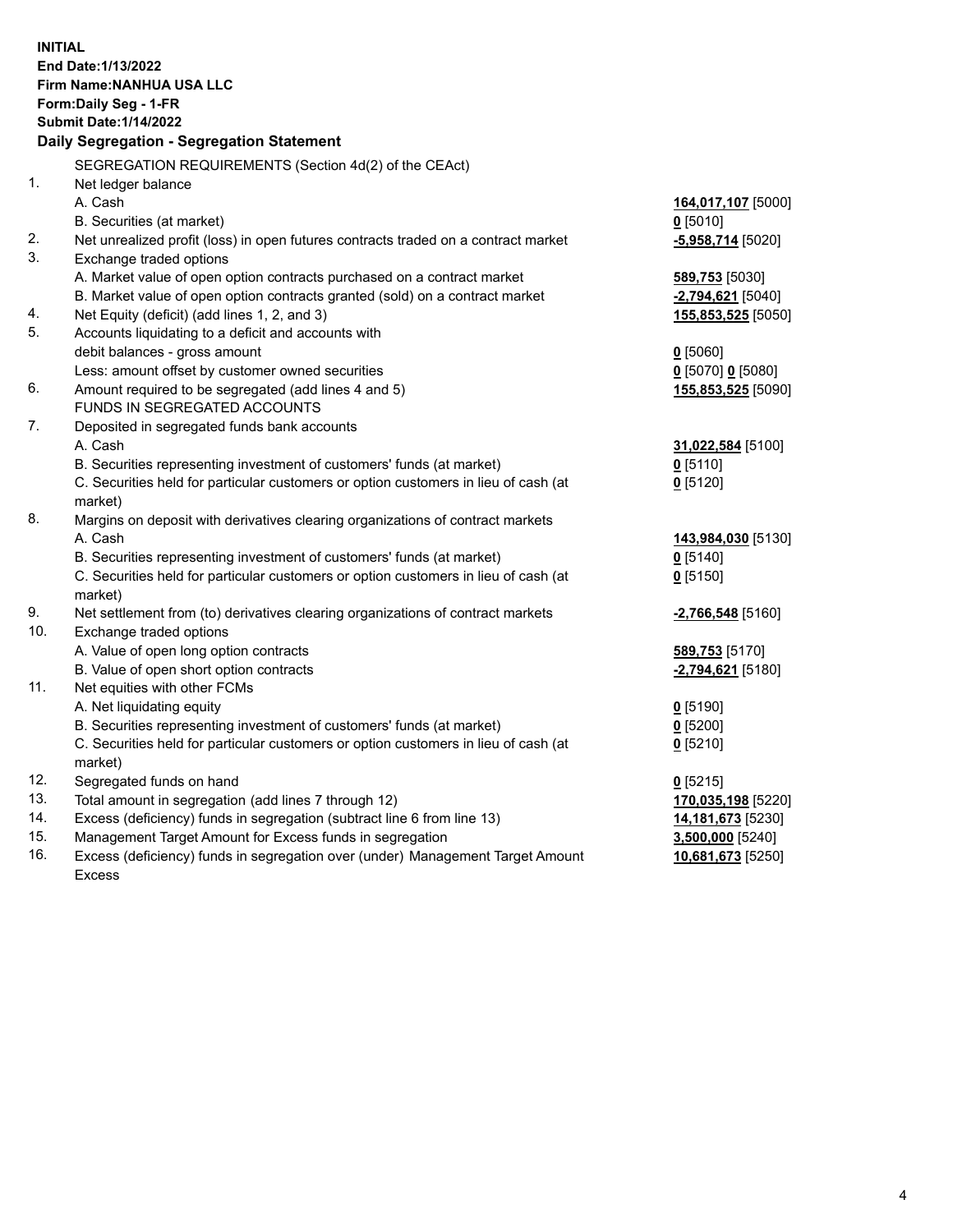**INITIAL**
**End Date:1/13/2022**
**Firm Name:NANHUA USA LLC**
**Form:Daily Seg - 1-FR**
**Submit Date:1/14/2022**

## Daily Segregation - Segregation Statement

| | | |
|---|---|---|
| | SEGREGATION REQUIREMENTS (Section 4d(2) of the CEAct) | |
| 1. | Net ledger balance | |
| | A. Cash | **164,017,107** [5000] |
| | B. Securities (at market) | **0** [5010] |
| 2. | Net unrealized profit (loss) in open futures contracts traded on a contract market | **-5,958,714** [5020] |
| 3. | Exchange traded options | |
| | A. Market value of open option contracts purchased on a contract market | **589,753** [5030] |
| | B. Market value of open option contracts granted (sold) on a contract market | **-2,794,621** [5040] |
| 4. | Net Equity (deficit) (add lines 1, 2, and 3) | **155,853,525** [5050] |
| 5. | Accounts liquidating to a deficit and accounts with debit balances - gross amount | **0** [5060] |
| | Less: amount offset by customer owned securities | **0** [5070] **0** [5080] |
| 6. | Amount required to be segregated (add lines 4 and 5) | **155,853,525** [5090] |
| | FUNDS IN SEGREGATED ACCOUNTS | |
| 7. | Deposited in segregated funds bank accounts | |
| | A. Cash | **31,022,584** [5100] |
| | B. Securities representing investment of customers' funds (at market) | **0** [5110] |
| | C. Securities held for particular customers or option customers in lieu of cash (at market) | **0** [5120] |
| 8. | Margins on deposit with derivatives clearing organizations of contract markets | |
| | A. Cash | **143,984,030** [5130] |
| | B. Securities representing investment of customers' funds (at market) | **0** [5140] |
| | C. Securities held for particular customers or option customers in lieu of cash (at market) | **0** [5150] |
| 9. | Net settlement from (to) derivatives clearing organizations of contract markets | **-2,766,548** [5160] |
| 10. | Exchange traded options | |
| | A. Value of open long option contracts | **589,753** [5170] |
| | B. Value of open short option contracts | **-2,794,621** [5180] |
| 11. | Net equities with other FCMs | |
| | A. Net liquidating equity | **0** [5190] |
| | B. Securities representing investment of customers' funds (at market) | **0** [5200] |
| | C. Securities held for particular customers or option customers in lieu of cash (at market) | **0** [5210] |
| 12. | Segregated funds on hand | **0** [5215] |
| 13. | Total amount in segregation (add lines 7 through 12) | **170,035,198** [5220] |
| 14. | Excess (deficiency) funds in segregation (subtract line 6 from line 13) | **14,181,673** [5230] |
| 15. | Management Target Amount for Excess funds in segregation | **3,500,000** [5240] |
| 16. | Excess (deficiency) funds in segregation over (under) Management Target Amount Excess | **10,681,673** [5250] |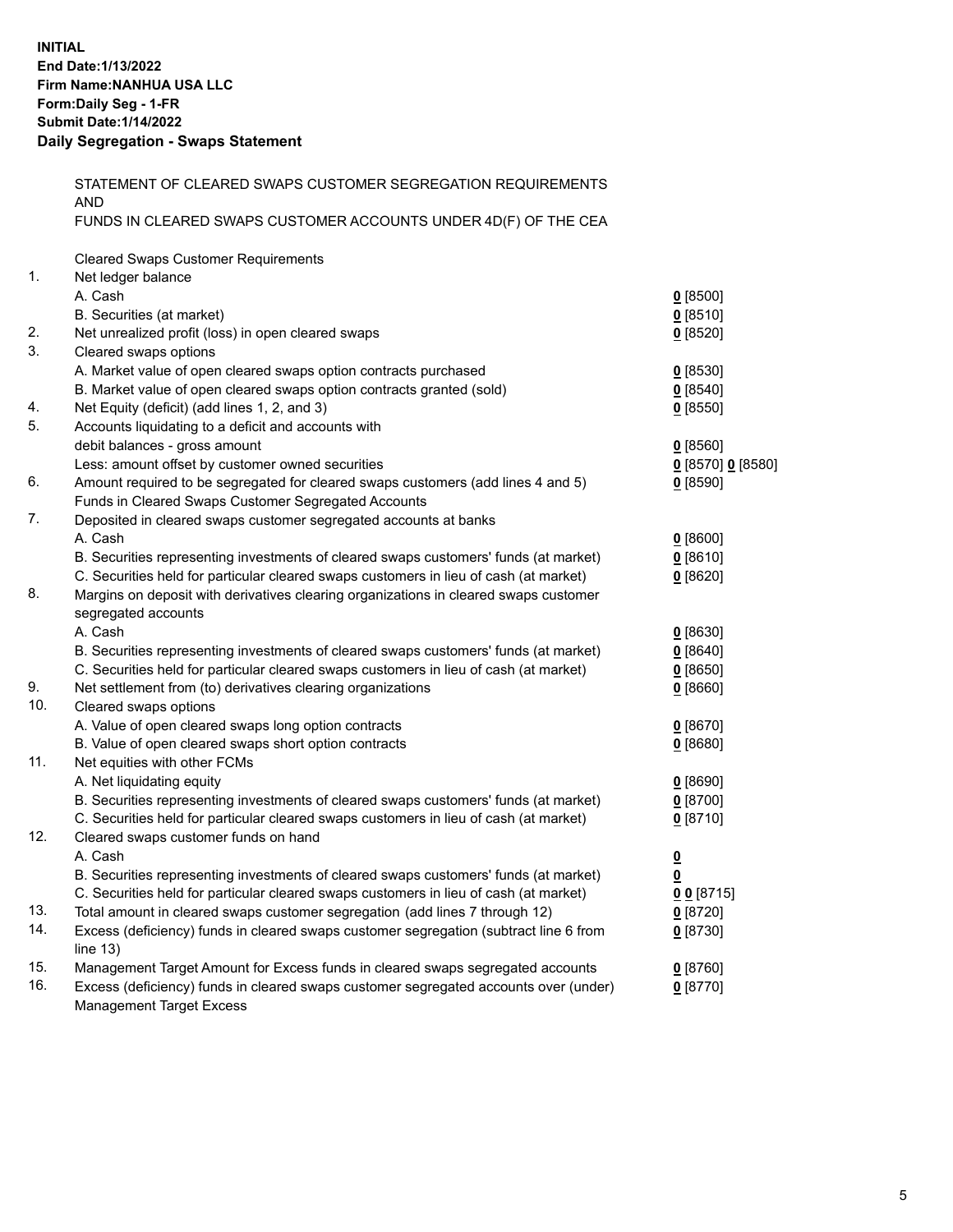**INITIAL**
**End Date:1/13/2022**
**Firm Name:NANHUA USA LLC**
**Form:Daily Seg - 1-FR**
**Submit Date:1/14/2022**
**Daily Segregation - Swaps Statement**

STATEMENT OF CLEARED SWAPS CUSTOMER SEGREGATION REQUIREMENTS AND FUNDS IN CLEARED SWAPS CUSTOMER ACCOUNTS UNDER 4D(F) OF THE CEA

| | | |
|---|---|---|
| | Cleared Swaps Customer Requirements | |
| 1. | Net ledger balance | |
| | A. Cash | 0 [8500] |
| | B. Securities (at market) | 0 [8510] |
| 2. | Net unrealized profit (loss) in open cleared swaps | 0 [8520] |
| 3. | Cleared swaps options | |
| | A. Market value of open cleared swaps option contracts purchased | 0 [8530] |
| | B. Market value of open cleared swaps option contracts granted (sold) | 0 [8540] |
| 4. | Net Equity (deficit) (add lines 1, 2, and 3) | 0 [8550] |
| 5. | Accounts liquidating to a deficit and accounts with | |
| | debit balances - gross amount | 0 [8560] |
| | Less: amount offset by customer owned securities | 0 [8570] 0 [8580] |
| 6. | Amount required to be segregated for cleared swaps customers (add lines 4 and 5) | 0 [8590] |
| | Funds in Cleared Swaps Customer Segregated Accounts | |
| 7. | Deposited in cleared swaps customer segregated accounts at banks | |
| | A. Cash | 0 [8600] |
| | B. Securities representing investments of cleared swaps customers' funds (at market) | 0 [8610] |
| | C. Securities held for particular cleared swaps customers in lieu of cash (at market) | 0 [8620] |
| 8. | Margins on deposit with derivatives clearing organizations in cleared swaps customer segregated accounts | |
| | A. Cash | 0 [8630] |
| | B. Securities representing investments of cleared swaps customers' funds (at market) | 0 [8640] |
| | C. Securities held for particular cleared swaps customers in lieu of cash (at market) | 0 [8650] |
| 9. | Net settlement from (to) derivatives clearing organizations | 0 [8660] |
| 10. | Cleared swaps options | |
| | A. Value of open cleared swaps long option contracts | 0 [8670] |
| | B. Value of open cleared swaps short option contracts | 0 [8680] |
| 11. | Net equities with other FCMs | |
| | A. Net liquidating equity | 0 [8690] |
| | B. Securities representing investments of cleared swaps customers' funds (at market) | 0 [8700] |
| | C. Securities held for particular cleared swaps customers in lieu of cash (at market) | 0 [8710] |
| 12. | Cleared swaps customer funds on hand | |
| | A. Cash | 0 |
| | B. Securities representing investments of cleared swaps customers' funds (at market) | 0 |
| | C. Securities held for particular cleared swaps customers in lieu of cash (at market) | 0 0 [8715] |
| 13. | Total amount in cleared swaps customer segregation (add lines 7 through 12) | 0 [8720] |
| 14. | Excess (deficiency) funds in cleared swaps customer segregation (subtract line 6 from line 13) | 0 [8730] |
| 15. | Management Target Amount for Excess funds in cleared swaps segregated accounts | 0 [8760] |
| 16. | Excess (deficiency) funds in cleared swaps customer segregated accounts over (under) Management Target Excess | 0 [8770] |